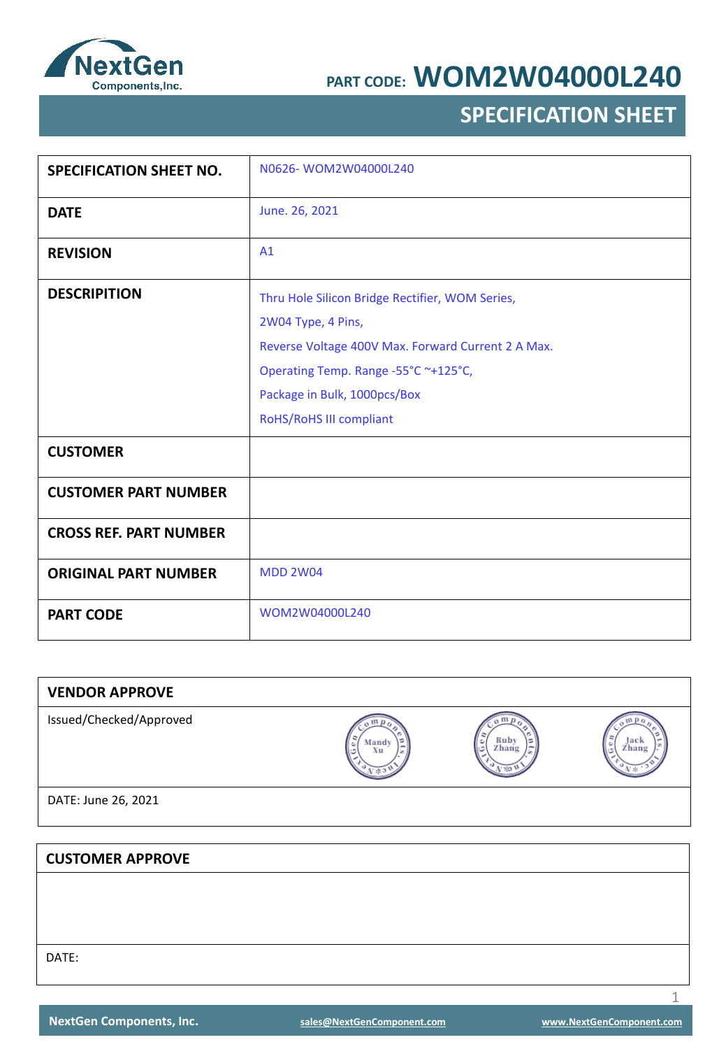NextGen Components,Inc.

# PART CODE: WOM2W04000L240

## SPECIFICATION SHEET

| SPECIFICATION SHEET NO. | N0626- WOM2W04000L240 |
|---|---|
| DATE | June. 26, 2021 |
| REVISION | A1 |
| DESCRIPITION | Thru Hole Silicon Bridge Rectifier, WOM Series,<br>2W04 Type, 4 Pins,<br>Reverse Voltage 400V Max. Forward Current 2 A Max.<br>Operating Temp. Range -55°C ~+125°C,<br>Package in Bulk, 1000pcs/Box<br>RoHS/RoHS III compliant |
| CUSTOMER | |
| CUSTOMER PART NUMBER | |
| CROSS REF. PART NUMBER | |
| ORIGINAL PART NUMBER | MDD 2W04 |
| PART CODE | WOM2W04000L240 |

| VENDOR APPROVE | | | |
|---|---|---|---|
| Issued/Checked/Approved | Mandy Xu | Ruby Zhang | Jack Zhang |
| DATE: June 26, 2021 | | | |

| CUSTOMER APPROVE |
|---|
| |
| DATE: |

NextGen Components, Inc. sales@NextGenComponent.com www.NextGenComponent.com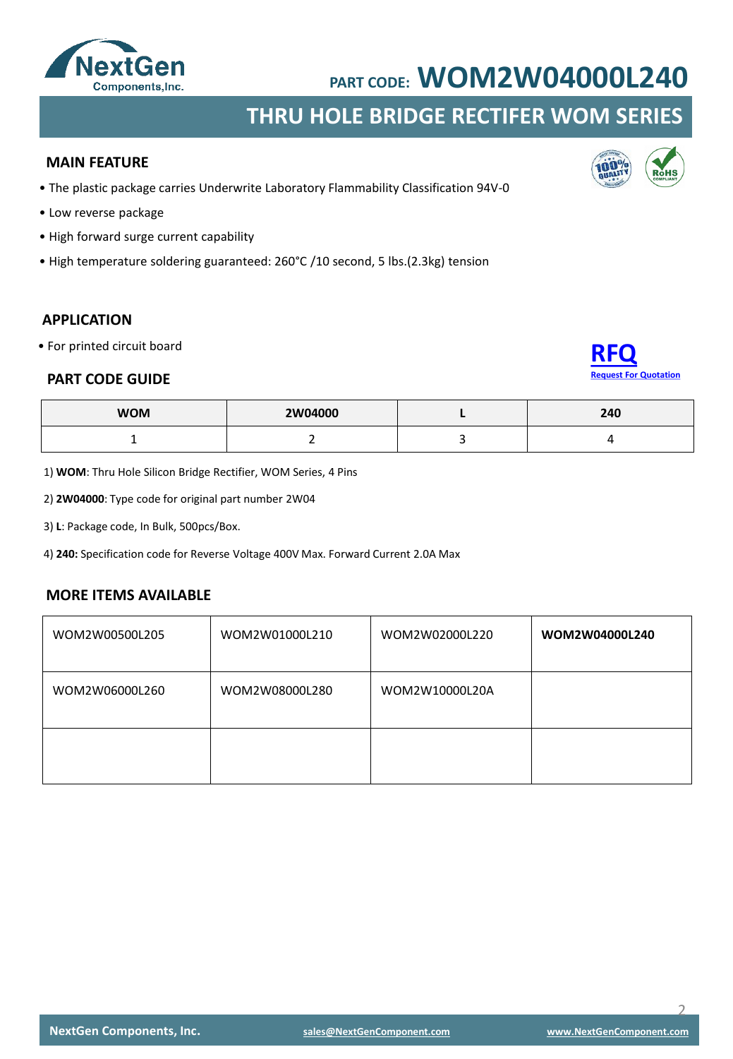PART CODE: **WOM2W04000L240**

# THRU HOLE BRIDGE RECTIFER WOM SERIES

## MAIN FEATURE

- The plastic package carries Underwrite Laboratory Flammability Classification 94V-0
- Low reverse package
- High forward surge current capability
- High temperature soldering guaranteed: 260°C /10 second, 5 lbs.(2.3kg) tension

## APPLICATION

- For printed circuit board

**RFQ**
Request For Quotation

## PART CODE GUIDE

| WOM | 2W04000 | L | 240 |
|---|---|---|---|
| 1 | 2 | 3 | 4 |

1) **WOM**: Thru Hole Silicon Bridge Rectifier, WOM Series, 4 Pins

2) **2W04000**: Type code for original part number 2W04

3) **L**: Package code, In Bulk, 500pcs/Box.

4) **240:** Specification code for Reverse Voltage 400V Max. Forward Current 2.0A Max

## MORE ITEMS AVAILABLE

| | | | |
|---|---|---|---|
| WOM2W00500L205 | WOM2W01000L210 | WOM2W02000L220 | **WOM2W04000L240** |
| WOM2W06000L260 | WOM2W08000L280 | WOM2W10000L20A | |
| | | | |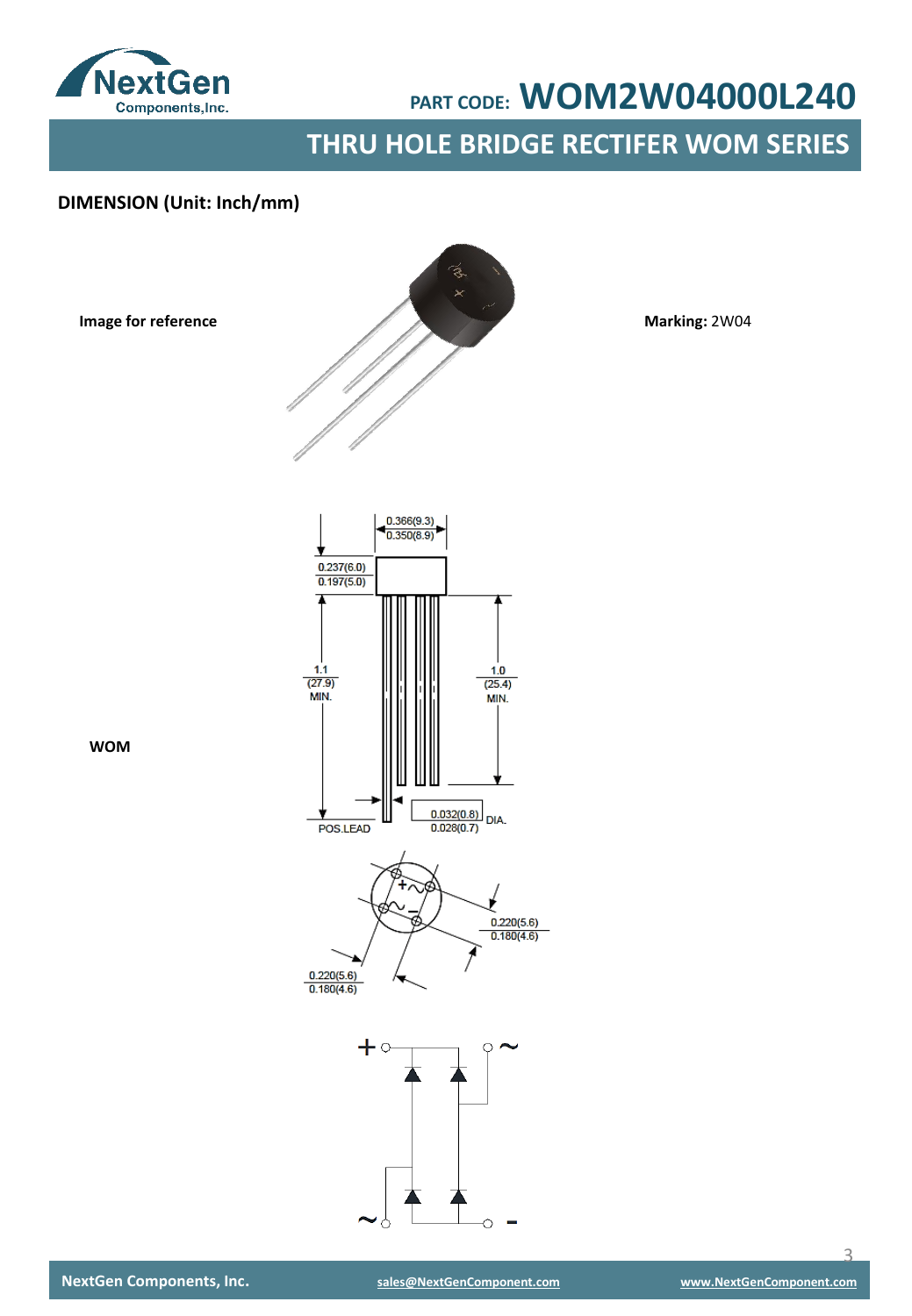## DIMENSION (Unit: Inch/mm)

**Image for reference**

**Marking:** 2W04

**WOM**

0.366(9.3)
0.350(8.9)

0.237(6.0)
0.197(5.0)

1.1
(27.9)
MIN.

1.0
(25.4)
MIN.

POS.LEAD

0.032(0.8)
0.028(0.7)
DIA.

0.220(5.6)
0.180(4.6)

0.220(5.6)
0.180(4.6)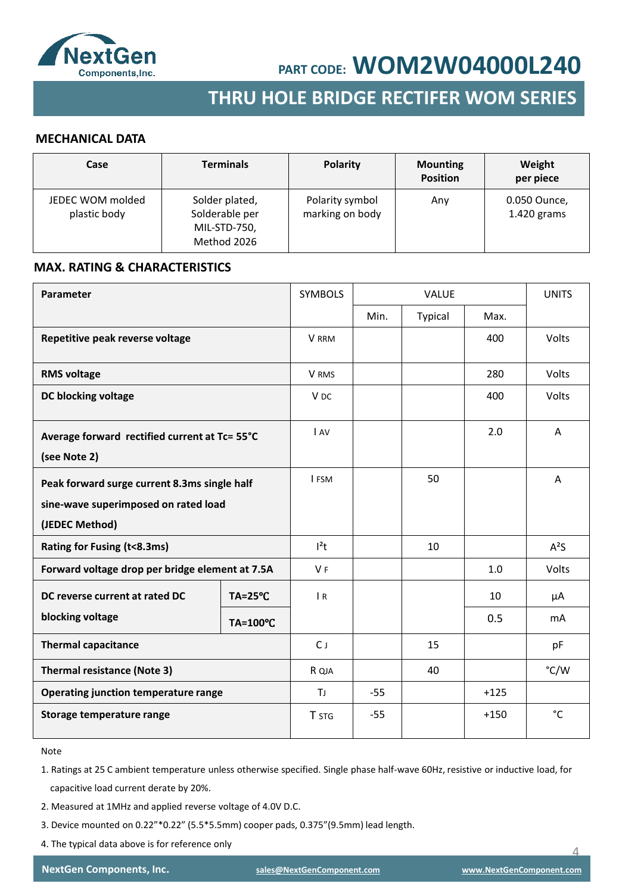PART CODE: **WOM2W04000L240**

## THRU HOLE BRIDGE RECTIFER WOM SERIES

### MECHANICAL DATA

| Case | Terminals | Polarity | Mounting Position | Weight per piece |
|---|---|---|---|---|
| JEDEC WOM molded plastic body | Solder plated, Solderable per MIL-STD-750, Method 2026 | Polarity symbol marking on body | Any | 0.050 Ounce, 1.420 grams |

### MAX. RATING & CHARACTERISTICS

| Parameter | | SYMBOLS | VALUE | | | UNITS |
|---|---|---|---|---|---|---|
| | | | Min. | Typical | Max. | |
| **Repetitive peak reverse voltage** | | $V_{RRM}$ | | | 400 | Volts |
| **RMS voltage** | | $V_{RMS}$ | | | 280 | Volts |
| **DC blocking voltage** | | $V_{DC}$ | | | 400 | Volts |
| **Average forward rectified current at Tc= 55°C (see Note 2)** | | $I_{AV}$ | | | 2.0 | A |
| **Peak forward surge current 8.3ms single half sine-wave superimposed on rated load (JEDEC Method)** | | $I_{FSM}$ | | 50 | | A |
| **Rating for Fusing (t<8.3ms)** | | $I^2t$ | | 10 | | $A^2S$ |
| **Forward voltage drop per bridge element at 7.5A** | | $V_F$ | | | 1.0 | Volts |
| **DC reverse current at rated DC blocking voltage** | **TA=25℃** | $I_R$ | | | 10 | μA |
| | **TA=100℃** | | | | 0.5 | mA |
| **Thermal capacitance** | | $C_J$ | | 15 | | pF |
| **Thermal resistance (Note 3)** | | $R_{QJA}$ | | 40 | | °C/W |
| **Operating junction temperature range** | | $T_J$ | -55 | | +125 | |
| **Storage temperature range** | | $T_{STG}$ | -55 | | +150 | °C |

Note

1. Ratings at 25 C ambient temperature unless otherwise specified. Single phase half-wave 60Hz, resistive or inductive load, for capacitive load current derate by 20%.
2. Measured at 1MHz and applied reverse voltage of 4.0V D.C.
3. Device mounted on 0.22"*0.22" (5.5*5.5mm) cooper pads, 0.375"(9.5mm) lead length.
4. The typical data above is for reference only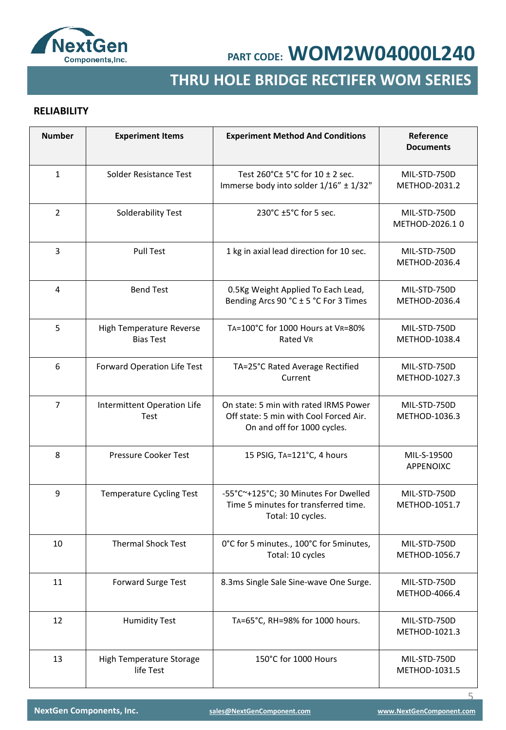## RELIABILITY

| Number | Experiment Items | Experiment Method And Conditions | Reference Documents |
|---|---|---|---|
| 1 | Solder Resistance Test | Test 260°C± 5°C for 10 ± 2 sec. Immerse body into solder 1/16" ± 1/32" | MIL-STD-750D METHOD-2031.2 |
| 2 | Solderability Test | 230°C ±5°C for 5 sec. | MIL-STD-750D METHOD-2026.1 0 |
| 3 | Pull Test | 1 kg in axial lead direction for 10 sec. | MIL-STD-750D METHOD-2036.4 |
| 4 | Bend Test | 0.5Kg Weight Applied To Each Lead, Bending Arcs 90 °C ± 5 °C For 3 Times | MIL-STD-750D METHOD-2036.4 |
| 5 | High Temperature Reverse Bias Test | $T_A$=100°C for 1000 Hours at $V_R$=80% Rated $V_R$ | MIL-STD-750D METHOD-1038.4 |
| 6 | Forward Operation Life Test | TA=25°C Rated Average Rectified Current | MIL-STD-750D METHOD-1027.3 |
| 7 | Intermittent Operation Life Test | On state: 5 min with rated IRMS Power Off state: 5 min with Cool Forced Air. On and off for 1000 cycles. | MIL-STD-750D METHOD-1036.3 |
| 8 | Pressure Cooker Test | 15 PSIG, $T_A$=121°C, 4 hours | MIL-S-19500 APPENOIXC |
| 9 | Temperature Cycling Test | -55°C~+125°C; 30 Minutes For Dwelled Time 5 minutes for transferred time. Total: 10 cycles. | MIL-STD-750D METHOD-1051.7 |
| 10 | Thermal Shock Test | 0°C for 5 minutes., 100°C for 5minutes, Total: 10 cycles | MIL-STD-750D METHOD-1056.7 |
| 11 | Forward Surge Test | 8.3ms Single Sale Sine-wave One Surge. | MIL-STD-750D METHOD-4066.4 |
| 12 | Humidity Test | $T_A$=65°C, RH=98% for 1000 hours. | MIL-STD-750D METHOD-1021.3 |
| 13 | High Temperature Storage life Test | 150°C for 1000 Hours | MIL-STD-750D METHOD-1031.5 |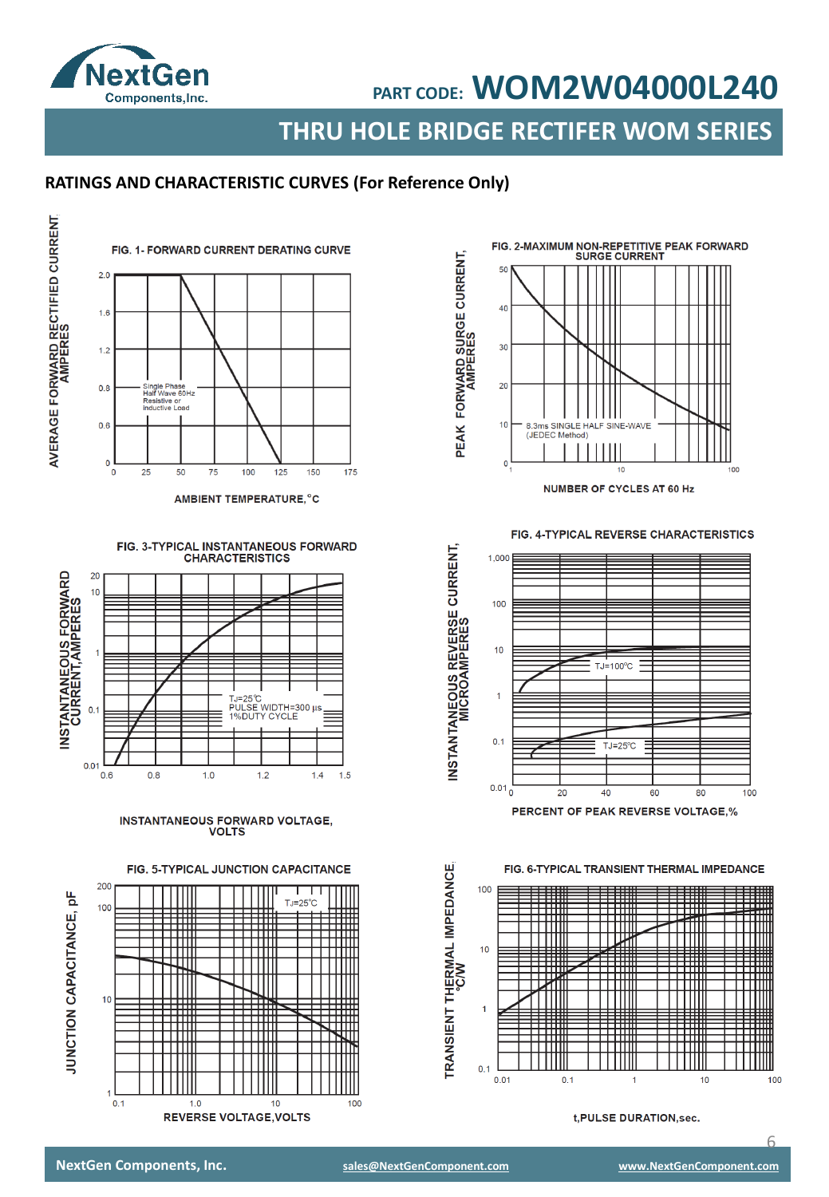## RATINGS AND CHARACTERISTIC CURVES (For Reference Only)

**FIG. 1- FORWARD CURRENT DERATING CURVE**

AVERAGE FORWARD RECTIFIED CURRENT, AMPERES

Single Phase Half Wave 60Hz Resistive or Inductive Load

AMBIENT TEMPERATURE,°C

**FIG. 2-MAXIMUM NON-REPETITIVE PEAK FORWARD SURGE CURRENT**

PEAK FORWARD SURGE CURRENT, AMPERES

8.3ms SINGLE HALF SINE-WAVE (JEDEC Method)

NUMBER OF CYCLES AT 60 Hz

**FIG. 3-TYPICAL INSTANTANEOUS FORWARD CHARACTERISTICS**

INSTANTANEOUS FORWARD CURRENT,AMPERES

TJ=25℃
PULSE WIDTH=300 μs
1%DUTY CYCLE

INSTANTANEOUS FORWARD VOLTAGE, VOLTS

**FIG. 4-TYPICAL REVERSE CHARACTERISTICS**

INSTANTANEOUS REVERSE CURRENT, MICROAMPERES

TJ=100℃

TJ=25℃

PERCENT OF PEAK REVERSE VOLTAGE,%

**FIG. 5-TYPICAL JUNCTION CAPACITANCE**

JUNCTION CAPACITANCE, pF

TJ=25℃

REVERSE VOLTAGE,VOLTS

**FIG. 6-TYPICAL TRANSIENT THERMAL IMPEDANCE**

TRANSIENT THERMAL IMPEDANCE, ℃/W

t,PULSE DURATION,sec.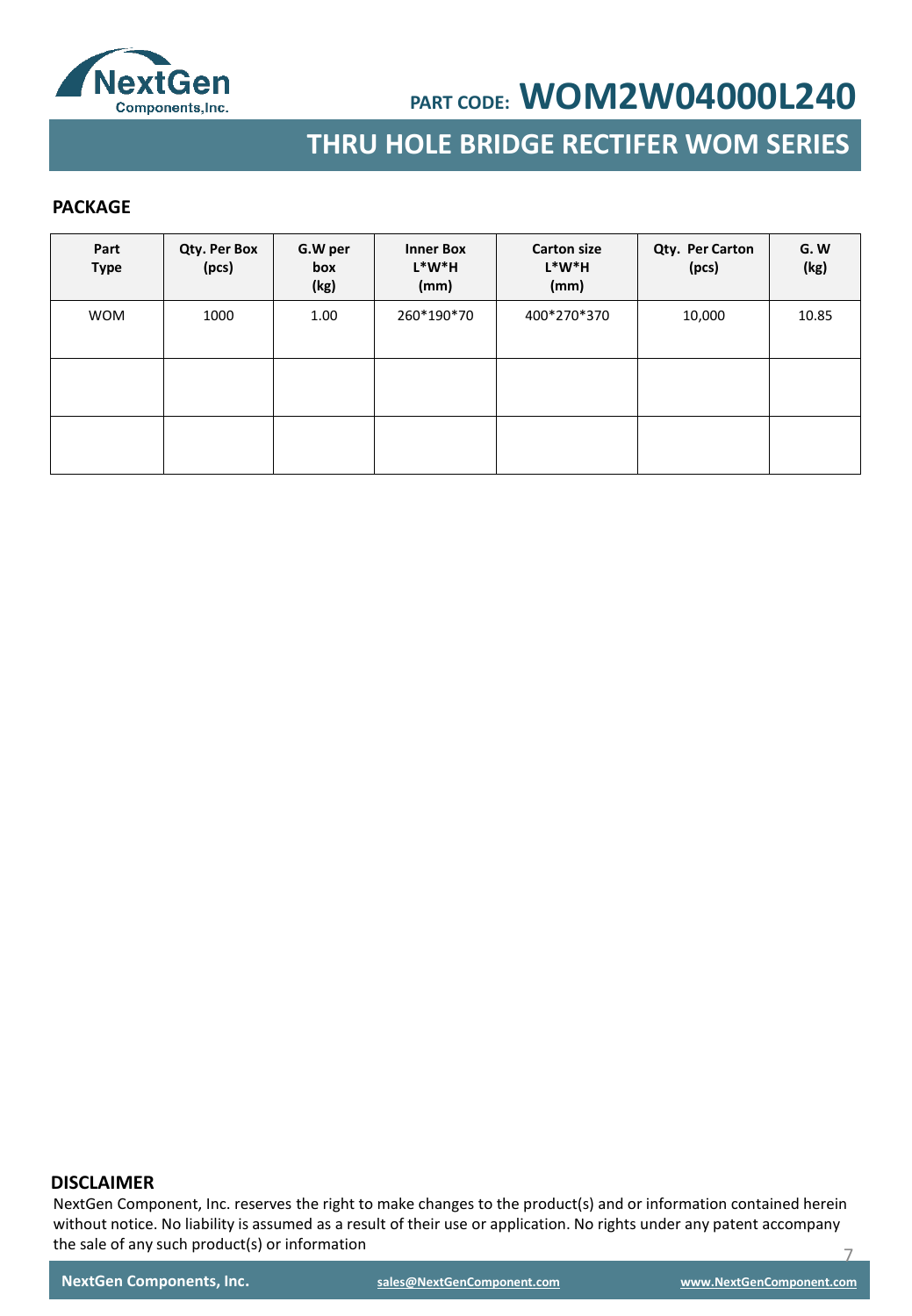## PACKAGE

| Part Type | Qty. Per Box (pcs) | G.W per box (kg) | Inner Box L*W*H (mm) | Carton size L*W*H (mm) | Qty. Per Carton (pcs) | G. W (kg) |
|---|---|---|---|---|---|---|
| WOM | 1000 | 1.00 | 260*190*70 | 400*270*370 | 10,000 | 10.85 |
| | | | | | | |
| | | | | | | |

## DISCLAIMER

NextGen Component, Inc. reserves the right to make changes to the product(s) and or information contained herein without notice. No liability is assumed as a result of their use or application. No rights under any patent accompany the sale of any such product(s) or information